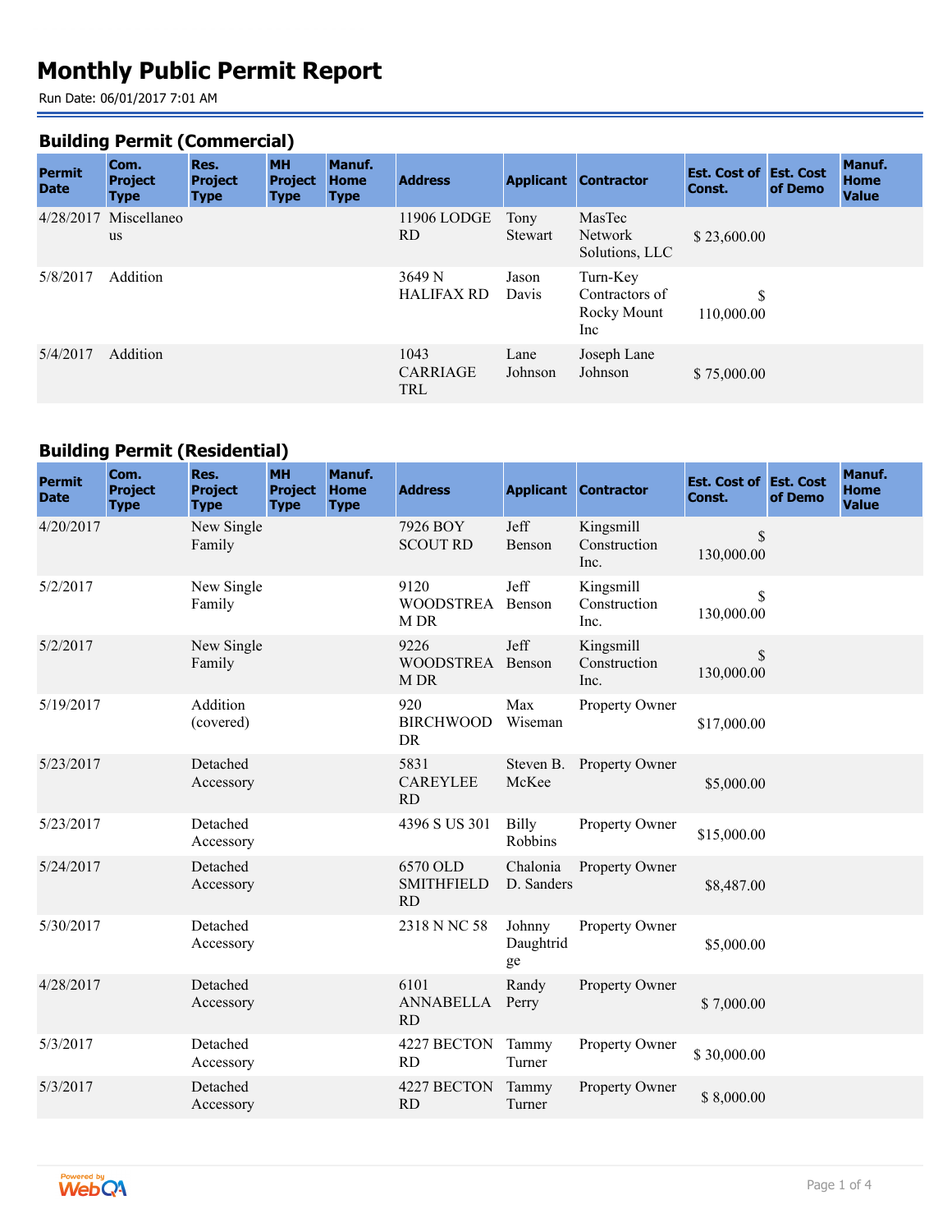# Monthly Public Permit Report

Run Date: 06/01/2017 7:01 AM

## Building Permit (Commercial)

| Permit Date | Com. Project Type | Res. Project Type | MH Project Type | Manuf. Home Type | Address | Applicant | Contractor | Est. Cost of Const. | Est. Cost of Demo | Manuf. Home Value |
|---|---|---|---|---|---|---|---|---|---|---|
| 4/28/2017 | Miscellaneous | | | | 11906 LODGE RD | Tony Stewart | MasTec Network Solutions, LLC | $ 23,600.00 | | |
| 5/8/2017 | Addition | | | | 3649 N HALIFAX RD | Jason Davis | Turn-Key Contractors of Rocky Mount Inc | $ 110,000.00 | | |
| 5/4/2017 | Addition | | | | 1043 CARRIAGE TRL | Lane Johnson | Joseph Lane Johnson | $ 75,000.00 | | |

## Building Permit (Residential)

| Permit Date | Com. Project Type | Res. Project Type | MH Project Type | Manuf. Home Type | Address | Applicant | Contractor | Est. Cost of Const. | Est. Cost of Demo | Manuf. Home Value |
|---|---|---|---|---|---|---|---|---|---|---|
| 4/20/2017 | | New Single Family | | | 7926 BOY SCOUT RD | Jeff Benson | Kingsmill Construction Inc. | $ 130,000.00 | | |
| 5/2/2017 | | New Single Family | | | 9120 WOODSTREAM DR | Jeff Benson | Kingsmill Construction Inc. | $ 130,000.00 | | |
| 5/2/2017 | | New Single Family | | | 9226 WOODSTREAM DR | Jeff Benson | Kingsmill Construction Inc. | $ 130,000.00 | | |
| 5/19/2017 | | Addition (covered) | | | 920 BIRCHWOOD DR | Max Wiseman | Property Owner | $17,000.00 | | |
| 5/23/2017 | | Detached Accessory | | | 5831 CAREYLEE RD | Steven B. McKee | Property Owner | $5,000.00 | | |
| 5/23/2017 | | Detached Accessory | | | 4396 S US 301 | Billy Robbins | Property Owner | $15,000.00 | | |
| 5/24/2017 | | Detached Accessory | | | 6570 OLD SMITHFIELD RD | Chalonia D. Sanders | Property Owner | $8,487.00 | | |
| 5/30/2017 | | Detached Accessory | | | 2318 N NC 58 | Johnny Daughtridge | Property Owner | $5,000.00 | | |
| 4/28/2017 | | Detached Accessory | | | 6101 ANNABELLA RD | Randy Perry | Property Owner | $ 7,000.00 | | |
| 5/3/2017 | | Detached Accessory | | | 4227 BECTON RD | Tammy Turner | Property Owner | $ 30,000.00 | | |
| 5/3/2017 | | Detached Accessory | | | 4227 BECTON RD | Tammy Turner | Property Owner | $ 8,000.00 | | |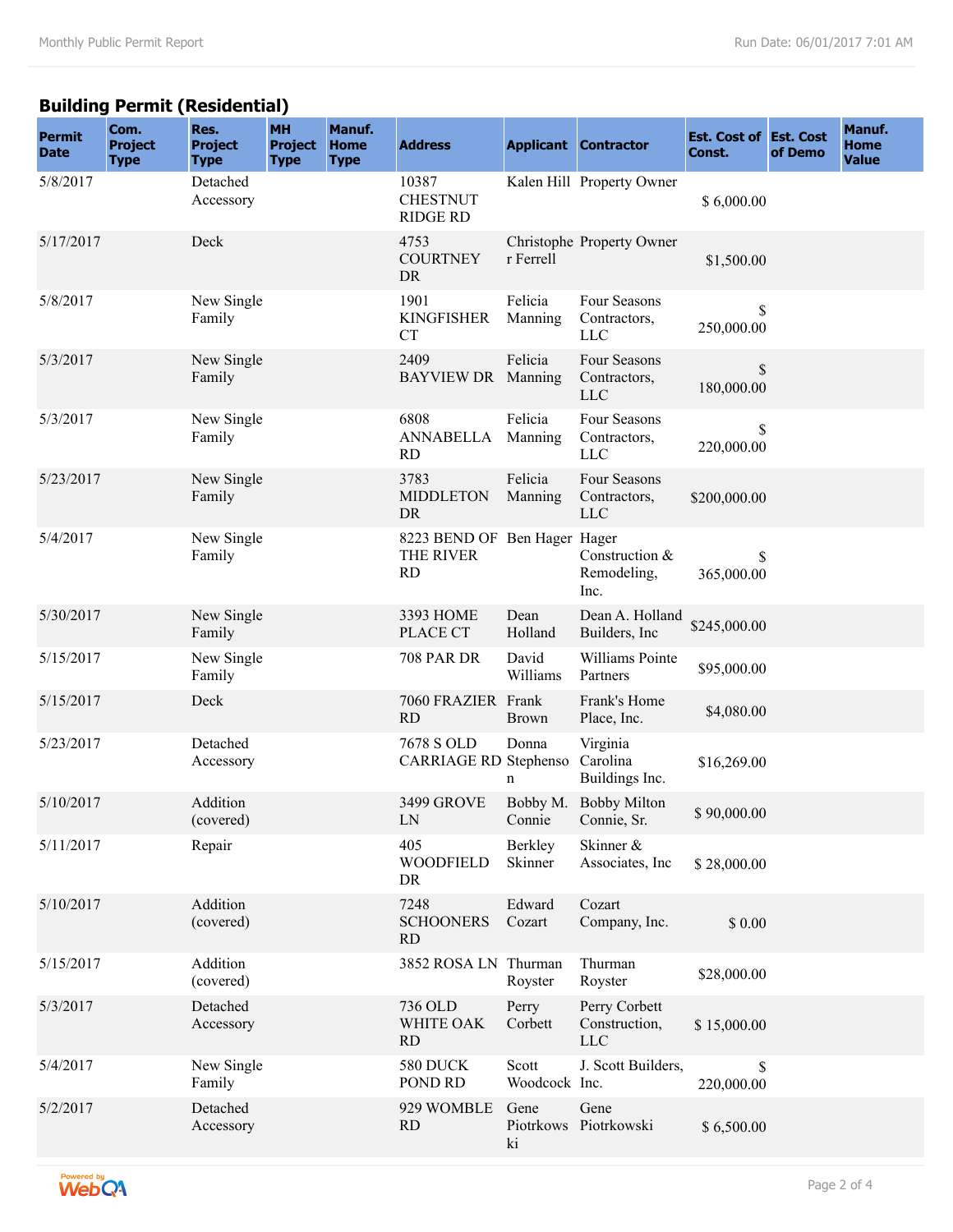## Building Permit (Residential)

| Permit Date | Com. Project Type | Res. Project Type | MH Project Type | Manuf. Home Type | Address | Applicant | Contractor | Est. Cost of Const. | Est. Cost of Demo | Manuf. Home Value |
|---|---|---|---|---|---|---|---|---|---|---|
| 5/8/2017 | | Detached Accessory | | | 10387 CHESTNUT RIDGE RD | Kalen Hill | Property Owner | $ 6,000.00 | | |
| 5/17/2017 | | Deck | | | 4753 COURTNEY DR | Christopher Ferrell | Property Owner | $1,500.00 | | |
| 5/8/2017 | | New Single Family | | | 1901 KINGFISHER CT | Felicia Manning | Four Seasons Contractors, LLC | $ 250,000.00 | | |
| 5/3/2017 | | New Single Family | | | 2409 BAYVIEW DR | Felicia Manning | Four Seasons Contractors, LLC | $ 180,000.00 | | |
| 5/3/2017 | | New Single Family | | | 6808 ANNABELLA RD | Felicia Manning | Four Seasons Contractors, LLC | $ 220,000.00 | | |
| 5/23/2017 | | New Single Family | | | 3783 MIDDLETON DR | Felicia Manning | Four Seasons Contractors, LLC | $200,000.00 | | |
| 5/4/2017 | | New Single Family | | | 8223 BEND OF THE RIVER RD | Ben Hager | Hager Construction & Remodeling, Inc. | $ 365,000.00 | | |
| 5/30/2017 | | New Single Family | | | 3393 HOME PLACE CT | Dean Holland | Dean A. Holland Builders, Inc | $245,000.00 | | |
| 5/15/2017 | | New Single Family | | | 708 PAR DR | David Williams | Williams Pointe Partners | $95,000.00 | | |
| 5/15/2017 | | Deck | | | 7060 FRAZIER RD | Frank Brown | Frank's Home Place, Inc. | $4,080.00 | | |
| 5/23/2017 | | Detached Accessory | | | 7678 S OLD CARRIAGE RD | Donna Stephenson | Virginia Carolina Buildings Inc. | $16,269.00 | | |
| 5/10/2017 | | Addition (covered) | | | 3499 GROVE LN | Bobby M. Connie | Bobby Milton Connie, Sr. | $ 90,000.00 | | |
| 5/11/2017 | | Repair | | | 405 WOODFIELD DR | Berkley Skinner | Skinner & Associates, Inc | $ 28,000.00 | | |
| 5/10/2017 | | Addition (covered) | | | 7248 SCHOONERS RD | Edward Cozart | Cozart Company, Inc. | $ 0.00 | | |
| 5/15/2017 | | Addition (covered) | | | 3852 ROSA LN | Thurman Royster | Thurman Royster | $28,000.00 | | |
| 5/3/2017 | | Detached Accessory | | | 736 OLD WHITE OAK RD | Perry Corbett | Perry Corbett Construction, LLC | $ 15,000.00 | | |
| 5/4/2017 | | New Single Family | | | 580 DUCK POND RD | Scott Woodcock | J. Scott Builders, Inc. | $ 220,000.00 | | |
| 5/2/2017 | | Detached Accessory | | | 929 WOMBLE RD | Gene Piotrkowski | Gene Piotrkowski | $ 6,500.00 | | |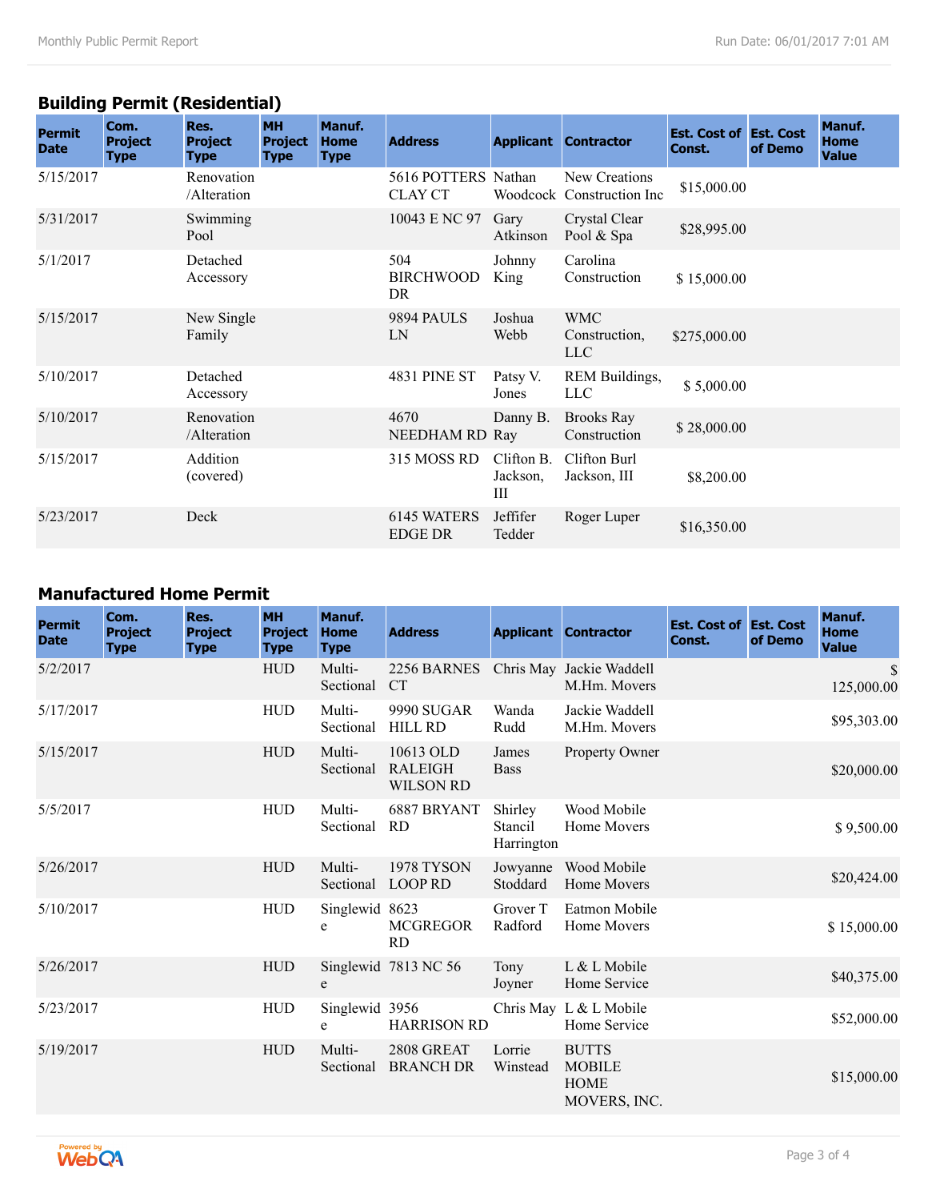## Building Permit (Residential)

| Permit Date | Com. Project Type | Res. Project Type | MH Project Type | Manuf. Home Type | Address | Applicant | Contractor | Est. Cost of Const. | Est. Cost of Demo | Manuf. Home Value |
|---|---|---|---|---|---|---|---|---|---|---|
| 5/15/2017 | | Renovation /Alteration | | | 5616 POTTERS CLAY CT | Nathan Woodcock | New Creations Construction Inc | $15,000.00 | | |
| 5/31/2017 | | Swimming Pool | | | 10043 E NC 97 | Gary Atkinson | Crystal Clear Pool & Spa | $28,995.00 | | |
| 5/1/2017 | | Detached Accessory | | | 504 BIRCHWOOD DR | Johnny King | Carolina Construction | $ 15,000.00 | | |
| 5/15/2017 | | New Single Family | | | 9894 PAULS LN | Joshua Webb | WMC Construction, LLC | $275,000.00 | | |
| 5/10/2017 | | Detached Accessory | | | 4831 PINE ST | Patsy V. Jones | REM Buildings, LLC | $ 5,000.00 | | |
| 5/10/2017 | | Renovation /Alteration | | | 4670 NEEDHAM RD | Danny B. Ray | Brooks Ray Construction | $ 28,000.00 | | |
| 5/15/2017 | | Addition (covered) | | | 315 MOSS RD | Clifton B. Jackson, III | Clifton Burl Jackson, III | $8,200.00 | | |
| 5/23/2017 | | Deck | | | 6145 WATERS EDGE DR | Jeffifer Tedder | Roger Luper | $16,350.00 | | |

## Manufactured Home Permit

| Permit Date | Com. Project Type | Res. Project Type | MH Project Type | Manuf. Home Type | Address | Applicant | Contractor | Est. Cost of Const. | Est. Cost of Demo | Manuf. Home Value |
|---|---|---|---|---|---|---|---|---|---|---|
| 5/2/2017 | | | HUD | Multi-Sectional | 2256 BARNES CT | Chris May | Jackie Waddell M.Hm. Movers | | | $ 125,000.00 |
| 5/17/2017 | | | HUD | Multi-Sectional | 9990 SUGAR HILL RD | Wanda Rudd | Jackie Waddell M.Hm. Movers | | | $95,303.00 |
| 5/15/2017 | | | HUD | Multi-Sectional | 10613 OLD RALEIGH WILSON RD | James Bass | Property Owner | | | $20,000.00 |
| 5/5/2017 | | | HUD | Multi-Sectional | 6887 BRYANT RD | Shirley Stancil Harrington | Wood Mobile Home Movers | | | $ 9,500.00 |
| 5/26/2017 | | | HUD | Multi-Sectional | 1978 TYSON LOOP RD | Jowyanne Stoddard | Wood Mobile Home Movers | | | $20,424.00 |
| 5/10/2017 | | | HUD | Singlewide | 8623 MCGREGOR RD | Grover T Radford | Eatmon Mobile Home Movers | | | $ 15,000.00 |
| 5/26/2017 | | | HUD | Singlewide | 7813 NC 56 | Tony Joyner | L & L Mobile Home Service | | | $40,375.00 |
| 5/23/2017 | | | HUD | Singlewide | 3956 HARRISON RD | Chris May | L & L Mobile Home Service | | | $52,000.00 |
| 5/19/2017 | | | HUD | Multi-Sectional | 2808 GREAT BRANCH DR | Lorrie Winstead | BUTTS MOBILE HOME MOVERS, INC. | | | $15,000.00 |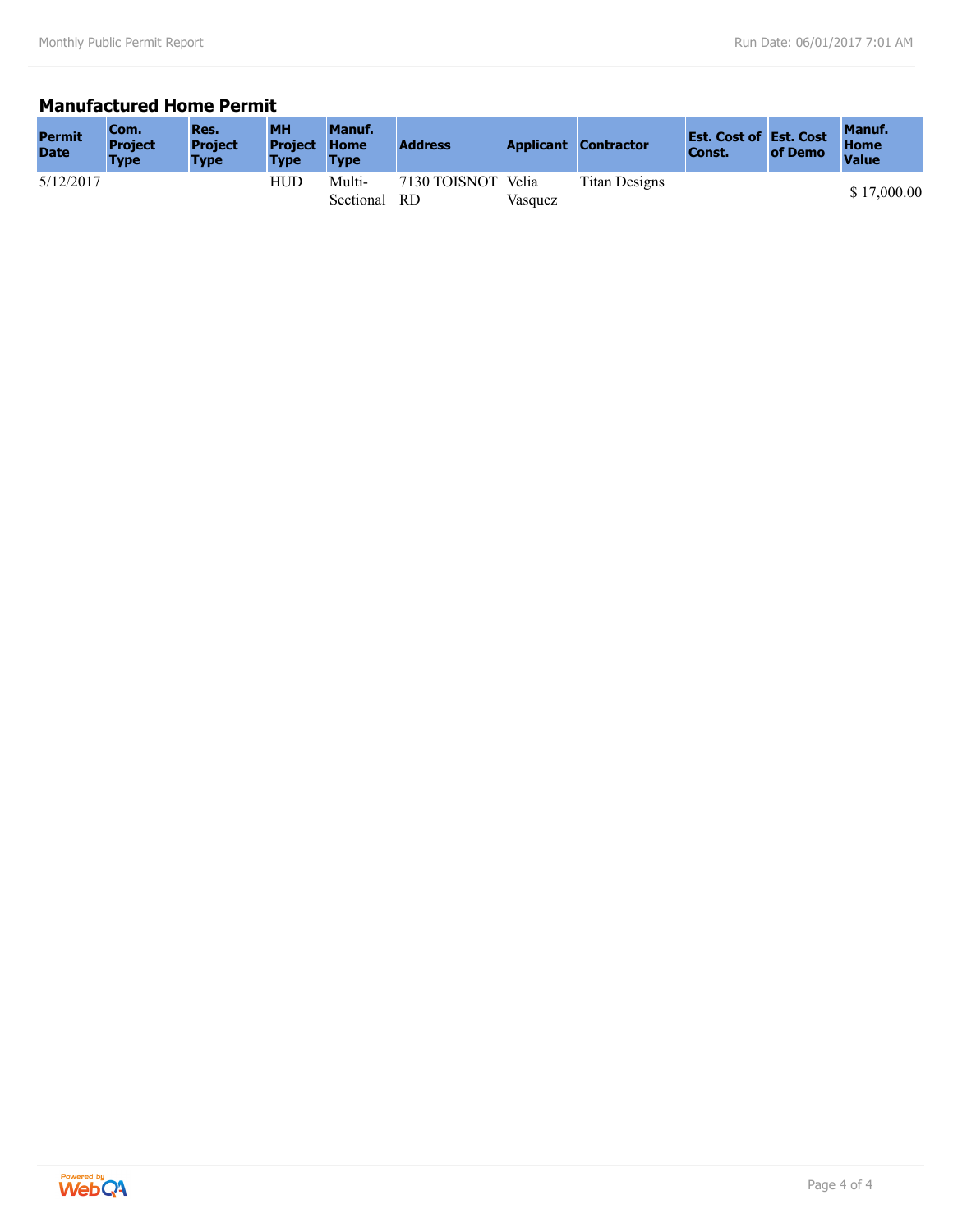## Manufactured Home Permit

| Permit Date | Com. Project Type | Res. Project Type | MH Project Type | Manuf. Home Type | Address | Applicant | Contractor | Est. Cost of Const. | Est. Cost of Demo | Manuf. Home Value |
|---|---|---|---|---|---|---|---|---|---|---|
| 5/12/2017 | | | HUD | Multi-Sectional | 7130 TOISNOT RD | Velia Vasquez | Titan Designs | | | $ 17,000.00 |